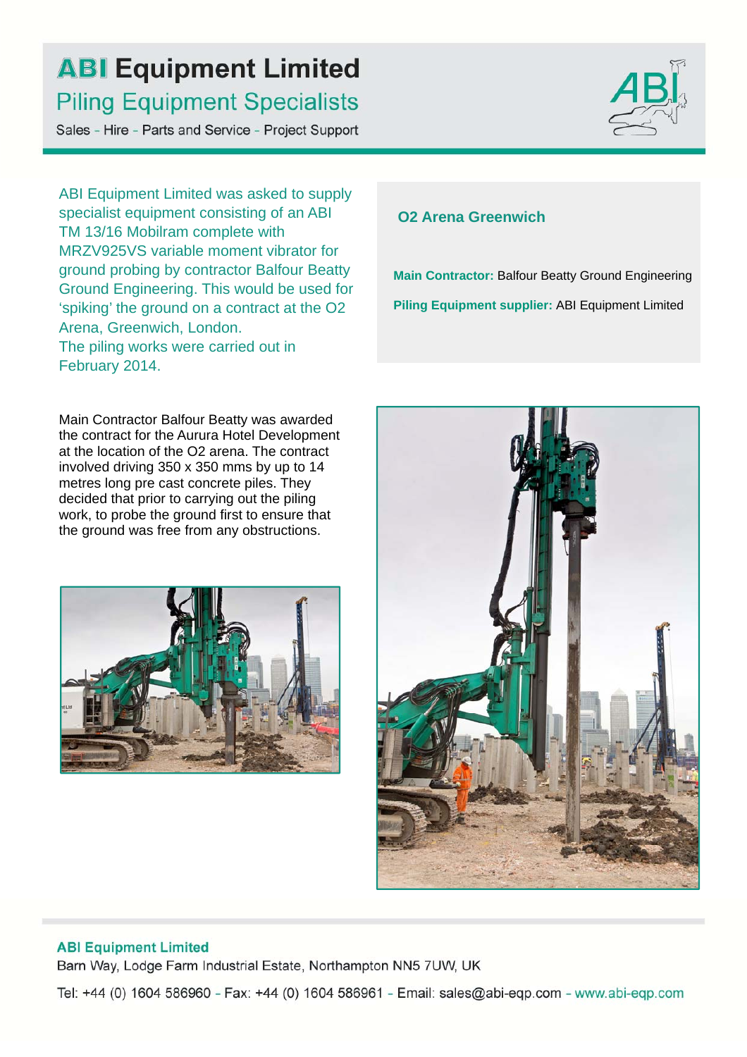# ABI Equipment Limited

## Piling Equipment Specialists

Sales - Hire - Parts and Service - Project Support

ABI Equipment Limited was asked to supply specialist equipment consisting of an ABI TM 13/16 Mobilram complete with MRZV925VS variable moment vibrator for ground probing by contractor Balfour Beatty Ground Engineering. This would be used for 'spiking' the ground on a contract at the O2 Arena, Greenwich, London.
The piling works were carried out in February 2014.

### O2 Arena Greenwich

**Main Contractor:** Balfour Beatty Ground Engineering

**Piling Equipment supplier:** ABI Equipment Limited

Main Contractor Balfour Beatty was awarded the contract for the Aurura Hotel Development at the location of the O2 arena. The contract involved driving 350 x 350 mms by up to 14 metres long pre cast concrete piles. They decided that prior to carrying out the piling work, to probe the ground first to ensure that the ground was free from any obstructions.

**ABI Equipment Limited**
Barn Way, Lodge Farm Industrial Estate, Northampton NN5 7UW, UK

Tel: +44 (0) 1604 586960 - Fax: +44 (0) 1604 586961 - Email: sales@abi-eqp.com - www.abi-eqp.com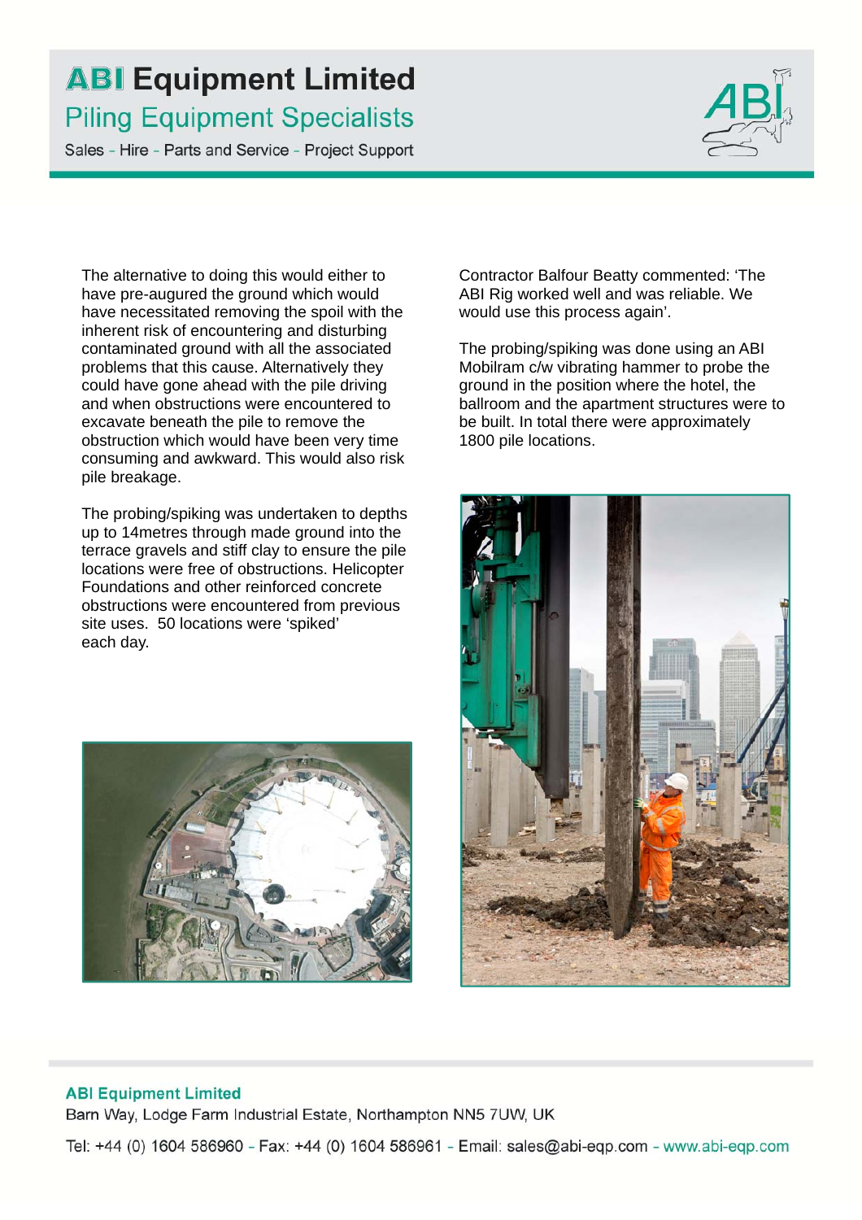# ABI Equipment Limited

## Piling Equipment Specialists

Sales - Hire - Parts and Service - Project Support

The alternative to doing this would either to have pre-augured the ground which would have necessitated removing the spoil with the inherent risk of encountering and disturbing contaminated ground with all the associated problems that this cause. Alternatively they could have gone ahead with the pile driving and when obstructions were encountered to excavate beneath the pile to remove the obstruction which would have been very time consuming and awkward. This would also risk pile breakage.

The probing/spiking was undertaken to depths up to 14metres through made ground into the terrace gravels and stiff clay to ensure the pile locations were free of obstructions. Helicopter Foundations and other reinforced concrete obstructions were encountered from previous site uses. 50 locations were 'spiked' each day.

Contractor Balfour Beatty commented: 'The ABI Rig worked well and was reliable. We would use this process again'.

The probing/spiking was done using an ABI Mobilram c/w vibrating hammer to probe the ground in the position where the hotel, the ballroom and the apartment structures were to be built. In total there were approximately 1800 pile locations.

**ABI Equipment Limited**

Barn Way, Lodge Farm Industrial Estate, Northampton NN5 7UW, UK

Tel: +44 (0) 1604 586960 - Fax: +44 (0) 1604 586961 - Email: sales@abi-eqp.com - www.abi-eqp.com